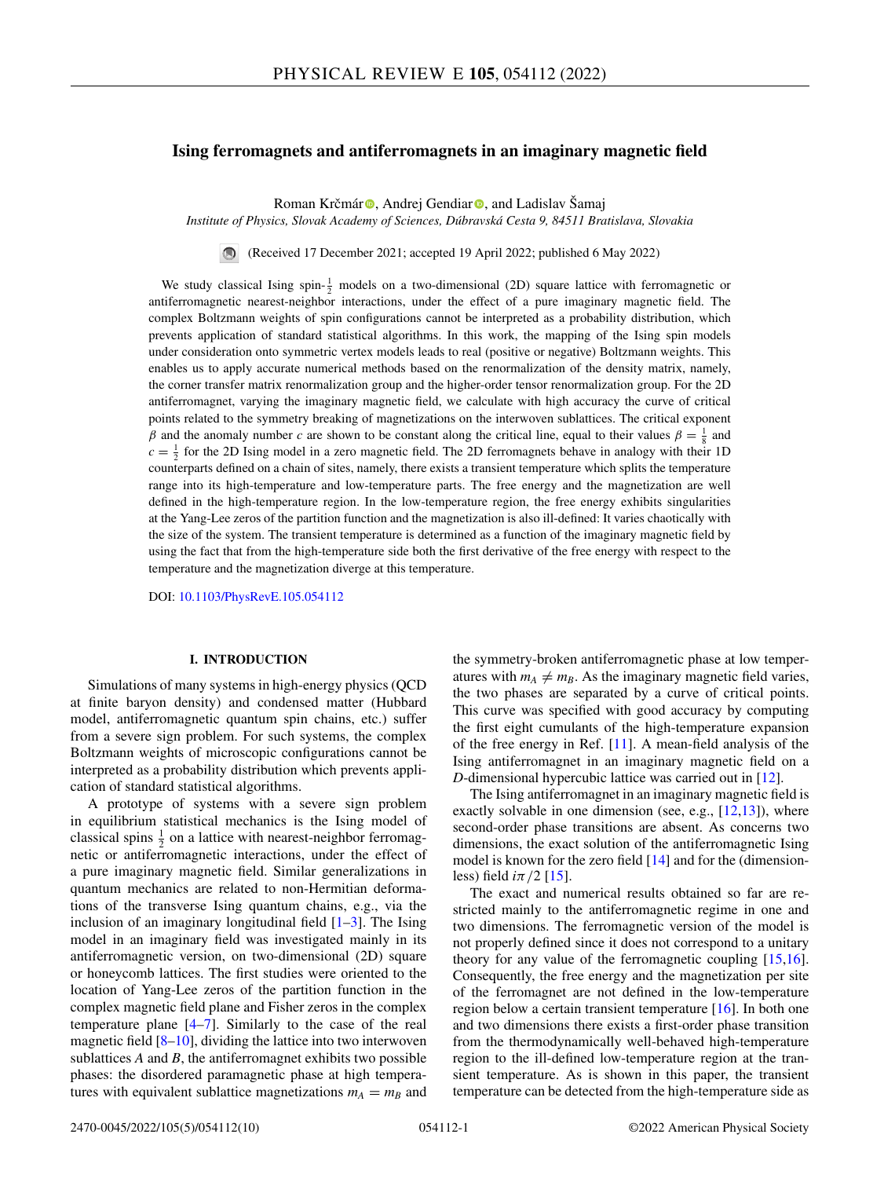# Ising ferromagnets and antiferromagnets in an imaginary magnetic field

Roman Krčmár, Andrej Gendiar, and Ladislav Šamaj

*Institute of Physics, Slovak Academy of Sciences, Dúbravská Cesta 9, 84511 Bratislava, Slovakia*

(Received 17 December 2021; accepted 19 April 2022; published 6 May 2022)

We study classical Ising spin-$\frac{1}{2}$ models on a two-dimensional (2D) square lattice with ferromagnetic or antiferromagnetic nearest-neighbor interactions, under the effect of a pure imaginary magnetic field. The complex Boltzmann weights of spin configurations cannot be interpreted as a probability distribution, which prevents application of standard statistical algorithms. In this work, the mapping of the Ising spin models under consideration onto symmetric vertex models leads to real (positive or negative) Boltzmann weights. This enables us to apply accurate numerical methods based on the renormalization of the density matrix, namely, the corner transfer matrix renormalization group and the higher-order tensor renormalization group. For the 2D antiferromagnet, varying the imaginary magnetic field, we calculate with high accuracy the curve of critical points related to the symmetry breaking of magnetizations on the interwoven sublattices. The critical exponent $\beta$ and the anomaly number $c$ are shown to be constant along the critical line, equal to their values $\beta = \frac{1}{8}$ and $c = \frac{1}{2}$ for the 2D Ising model in a zero magnetic field. The 2D ferromagnets behave in analogy with their 1D counterparts defined on a chain of sites, namely, there exists a transient temperature which splits the temperature range into its high-temperature and low-temperature parts. The free energy and the magnetization are well defined in the high-temperature region. In the low-temperature region, the free energy exhibits singularities at the Yang-Lee zeros of the partition function and the magnetization is also ill-defined: It varies chaotically with the size of the system. The transient temperature is determined as a function of the imaginary magnetic field by using the fact that from the high-temperature side both the first derivative of the free energy with respect to the temperature and the magnetization diverge at this temperature.

DOI: 10.1103/PhysRevE.105.054112

## I. INTRODUCTION

Simulations of many systems in high-energy physics (QCD at finite baryon density) and condensed matter (Hubbard model, antiferromagnetic quantum spin chains, etc.) suffer from a severe sign problem. For such systems, the complex Boltzmann weights of microscopic configurations cannot be interpreted as a probability distribution which prevents application of standard statistical algorithms.

A prototype of systems with a severe sign problem in equilibrium statistical mechanics is the Ising model of classical spins $\frac{1}{2}$ on a lattice with nearest-neighbor ferromagnetic or antiferromagnetic interactions, under the effect of a pure imaginary magnetic field. Similar generalizations in quantum mechanics are related to non-Hermitian deformations of the transverse Ising quantum chains, e.g., via the inclusion of an imaginary longitudinal field [1–3]. The Ising model in an imaginary field was investigated mainly in its antiferromagnetic version, on two-dimensional (2D) square or honeycomb lattices. The first studies were oriented to the location of Yang-Lee zeros of the partition function in the complex magnetic field plane and Fisher zeros in the complex temperature plane [4–7]. Similarly to the case of the real magnetic field [8–10], dividing the lattice into two interwoven sublattices $A$ and $B$, the antiferromagnet exhibits two possible phases: the disordered paramagnetic phase at high temperatures with equivalent sublattice magnetizations $m_A = m_B$ and the symmetry-broken antiferromagnetic phase at low temperatures with $m_A \neq m_B$. As the imaginary magnetic field varies, the two phases are separated by a curve of critical points. This curve was specified with good accuracy by computing the first eight cumulants of the high-temperature expansion of the free energy in Ref. [11]. A mean-field analysis of the Ising antiferromagnet in an imaginary magnetic field on a $D$-dimensional hypercubic lattice was carried out in [12].

The Ising antiferromagnet in an imaginary magnetic field is exactly solvable in one dimension (see, e.g., [12,13]), where second-order phase transitions are absent. As concerns two dimensions, the exact solution of the antiferromagnetic Ising model is known for the zero field [14] and for the (dimensionless) field $i\pi/2$ [15].

The exact and numerical results obtained so far are restricted mainly to the antiferromagnetic regime in one and two dimensions. The ferromagnetic version of the model is not properly defined since it does not correspond to a unitary theory for any value of the ferromagnetic coupling [15,16]. Consequently, the free energy and the magnetization per site of the ferromagnet are not defined in the low-temperature region below a certain transient temperature [16]. In both one and two dimensions there exists a first-order phase transition from the thermodynamically well-behaved high-temperature region to the ill-defined low-temperature region at the transient temperature. As is shown in this paper, the transient temperature can be detected from the high-temperature side as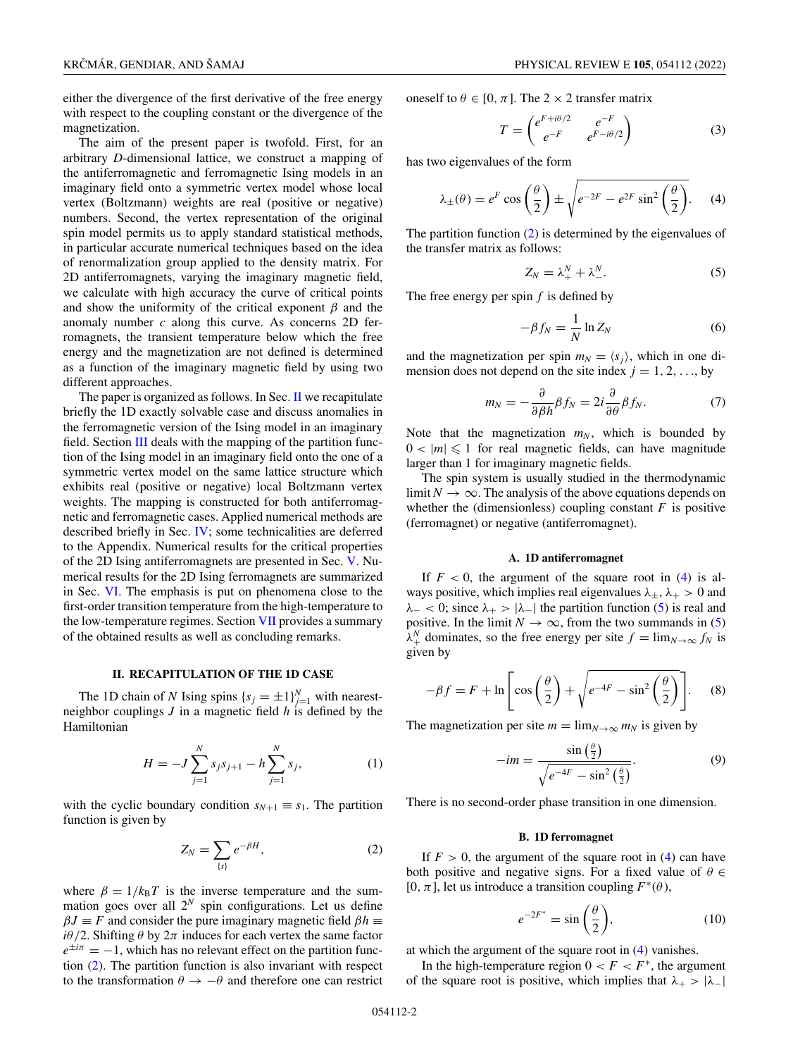either the divergence of the first derivative of the free energy with respect to the coupling constant or the divergence of the magnetization.

The aim of the present paper is twofold. First, for an arbitrary $D$-dimensional lattice, we construct a mapping of the antiferromagnetic and ferromagnetic Ising models in an imaginary field onto a symmetric vertex model whose local vertex (Boltzmann) weights are real (positive or negative) numbers. Second, the vertex representation of the original spin model permits us to apply standard statistical methods, in particular accurate numerical techniques based on the idea of renormalization group applied to the density matrix. For 2D antiferromagnets, varying the imaginary magnetic field, we calculate with high accuracy the curve of critical points and show the uniformity of the critical exponent $\beta$ and the anomaly number $c$ along this curve. As concerns 2D ferromagnets, the transient temperature below which the free energy and the magnetization are not defined is determined as a function of the imaginary magnetic field by using two different approaches.

The paper is organized as follows. In Sec. II we recapitulate briefly the 1D exactly solvable case and discuss anomalies in the ferromagnetic version of the Ising model in an imaginary field. Section III deals with the mapping of the partition function of the Ising model in an imaginary field onto the one of a symmetric vertex model on the same lattice structure which exhibits real (positive or negative) local Boltzmann vertex weights. The mapping is constructed for both antiferromagnetic and ferromagnetic cases. Applied numerical methods are described briefly in Sec. IV; some technicalities are deferred to the Appendix. Numerical results for the critical properties of the 2D Ising antiferromagnets are presented in Sec. V. Numerical results for the 2D Ising ferromagnets are summarized in Sec. VI. The emphasis is put on phenomena close to the first-order transition temperature from the high-temperature to the low-temperature regimes. Section VII provides a summary of the obtained results as well as concluding remarks.

## II. RECAPITULATION OF THE 1D CASE

The 1D chain of $N$ Ising spins $\{s_j = \pm 1\}_{j=1}^N$ with nearest-neighbor couplings $J$ in a magnetic field $h$ is defined by the Hamiltonian

$$H = -J \sum_{j=1}^{N} s_j s_{j+1} - h \sum_{j=1}^{N} s_j, \tag{1}$$

with the cyclic boundary condition $s_{N+1} \equiv s_1$. The partition function is given by

$$Z_N = \sum_{\{s\}} e^{-\beta H}, \tag{2}$$

where $\beta = 1/k_B T$ is the inverse temperature and the summation goes over all $2^N$ spin configurations. Let us define $\beta J \equiv F$ and consider the pure imaginary magnetic field $\beta h \equiv i\theta/2$. Shifting $\theta$ by $2\pi$ induces for each vertex the same factor $e^{\pm i\pi} = -1$, which has no relevant effect on the partition function (2). The partition function is also invariant with respect to the transformation $\theta \to -\theta$ and therefore one can restrict oneself to $\theta \in [0, \pi]$. The $2 \times 2$ transfer matrix

$$T = \begin{pmatrix} e^{F+i\theta/2} & e^{-F} \\ e^{-F} & e^{F-i\theta/2} \end{pmatrix} \tag{3}$$

has two eigenvalues of the form

$$\lambda_{\pm}(\theta) = e^F \cos\left(\frac{\theta}{2}\right) \pm \sqrt{e^{-2F} - e^{2F} \sin^2\left(\frac{\theta}{2}\right)}. \tag{4}$$

The partition function (2) is determined by the eigenvalues of the transfer matrix as follows:

$$Z_N = \lambda_+^N + \lambda_-^N. \tag{5}$$

The free energy per spin $f$ is defined by

$$-\beta f_N = \frac{1}{N} \ln Z_N \tag{6}$$

and the magnetization per spin $m_N = \langle s_j \rangle$, which in one dimension does not depend on the site index $j = 1, 2, \ldots$, by

$$m_N = -\frac{\partial}{\partial \beta h} \beta f_N = 2i \frac{\partial}{\partial \theta} \beta f_N. \tag{7}$$

Note that the magnetization $m_N$, which is bounded by $0 < |m| \leqslant 1$ for real magnetic fields, can have magnitude larger than 1 for imaginary magnetic fields.

The spin system is usually studied in the thermodynamic limit $N \to \infty$. The analysis of the above equations depends on whether the (dimensionless) coupling constant $F$ is positive (ferromagnet) or negative (antiferromagnet).

### A. 1D antiferromagnet

If $F < 0$, the argument of the square root in (4) is always positive, which implies real eigenvalues $\lambda_\pm$, $\lambda_+ > 0$ and $\lambda_- < 0$; since $\lambda_+ > |\lambda_-|$ the partition function (5) is real and positive. In the limit $N \to \infty$, from the two summands in (5) $\lambda_+^N$ dominates, so the free energy per site $f = \lim_{N\to\infty} f_N$ is given by

$$-\beta f = F + \ln\left[\cos\left(\frac{\theta}{2}\right) + \sqrt{e^{-4F} - \sin^2\left(\frac{\theta}{2}\right)}\right]. \tag{8}$$

The magnetization per site $m = \lim_{N\to\infty} m_N$ is given by

$$-im = \frac{\sin\left(\frac{\theta}{2}\right)}{\sqrt{e^{-4F} - \sin^2\left(\frac{\theta}{2}\right)}}. \tag{9}$$

There is no second-order phase transition in one dimension.

### B. 1D ferromagnet

If $F > 0$, the argument of the square root in (4) can have both positive and negative signs. For a fixed value of $\theta \in [0, \pi]$, let us introduce a transition coupling $F^*(\theta)$,

$$e^{-2F^*} = \sin\left(\frac{\theta}{2}\right), \tag{10}$$

at which the argument of the square root in (4) vanishes.

In the high-temperature region $0 < F < F^*$, the argument of the square root is positive, which implies that $\lambda_+ > |\lambda_-|$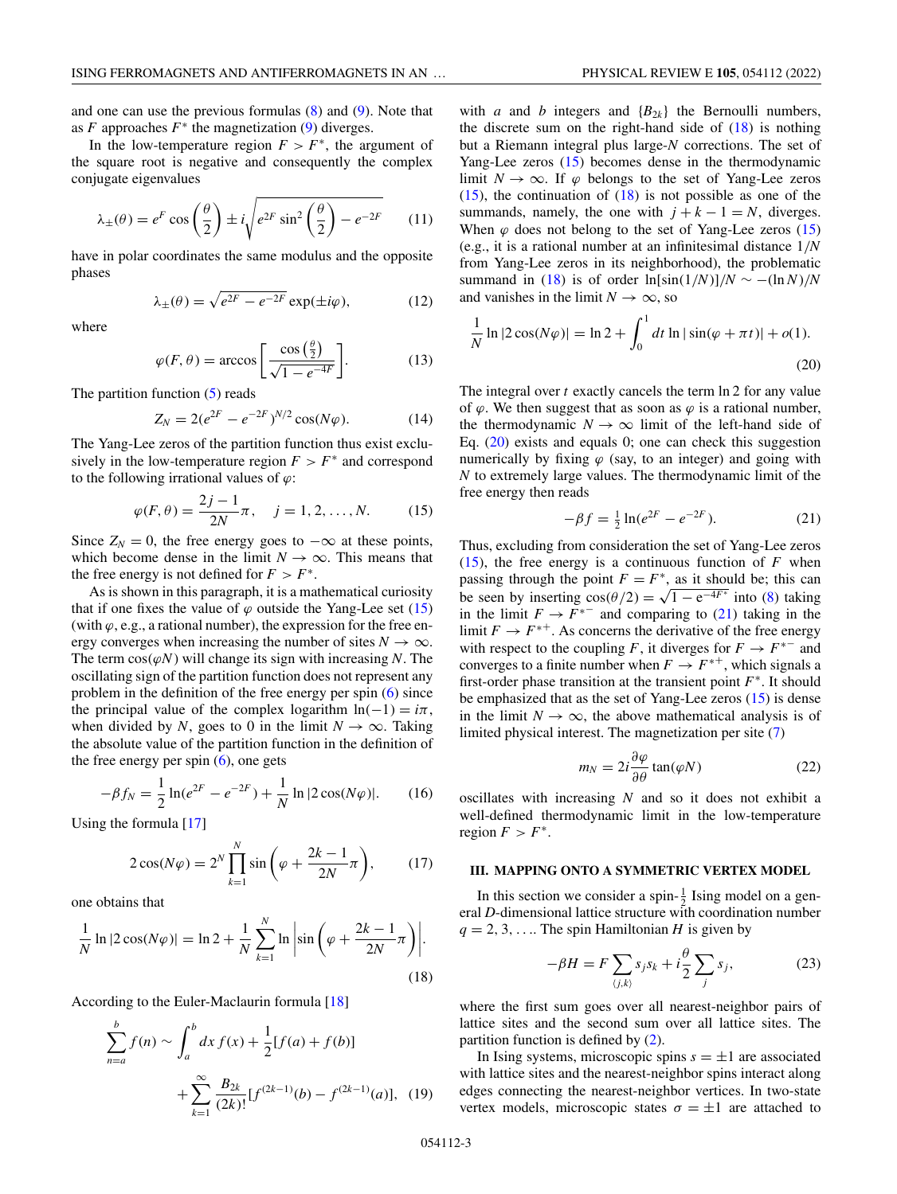and one can use the previous formulas (8) and (9). Note that as $F$ approaches $F^*$ the magnetization (9) diverges.

In the low-temperature region $F > F^*$, the argument of the square root is negative and consequently the complex conjugate eigenvalues

$$\lambda_\pm(\theta) = e^F \cos\left(\frac{\theta}{2}\right) \pm i\sqrt{e^{2F}\sin^2\left(\frac{\theta}{2}\right) - e^{-2F}} \tag{11}$$

have in polar coordinates the same modulus and the opposite phases

$$\lambda_\pm(\theta) = \sqrt{e^{2F} - e^{-2F}}\exp(\pm i\varphi), \tag{12}$$

where

$$\varphi(F,\theta) = \arccos\left[\frac{\cos\left(\frac{\theta}{2}\right)}{\sqrt{1-e^{-4F}}}\right]. \tag{13}$$

The partition function (5) reads

$$Z_N = 2(e^{2F} - e^{-2F})^{N/2}\cos(N\varphi). \tag{14}$$

The Yang-Lee zeros of the partition function thus exist exclusively in the low-temperature region $F > F^*$ and correspond to the following irrational values of $\varphi$:

$$\varphi(F,\theta) = \frac{2j-1}{2N}\pi, \quad j = 1,2,\ldots,N. \tag{15}$$

Since $Z_N = 0$, the free energy goes to $-\infty$ at these points, which become dense in the limit $N\to\infty$. This means that the free energy is not defined for $F > F^*$.

As is shown in this paragraph, it is a mathematical curiosity that if one fixes the value of $\varphi$ outside the Yang-Lee set (15) (with $\varphi$, e.g., a rational number), the expression for the free energy converges when increasing the number of sites $N\to\infty$. The term $\cos(\varphi N)$ will change its sign with increasing $N$. The oscillating sign of the partition function does not represent any problem in the definition of the free energy per spin (6) since the principal value of the complex logarithm $\ln(-1) = i\pi$, when divided by $N$, goes to 0 in the limit $N\to\infty$. Taking the absolute value of the partition function in the definition of the free energy per spin (6), one gets

$$-\beta f_N = \frac{1}{2}\ln(e^{2F} - e^{-2F}) + \frac{1}{N}\ln|2\cos(N\varphi)|. \tag{16}$$

Using the formula [17]

$$2\cos(N\varphi) = 2^N\prod_{k=1}^{N}\sin\left(\varphi + \frac{2k-1}{2N}\pi\right), \tag{17}$$

one obtains that

$$\frac{1}{N}\ln|2\cos(N\varphi)| = \ln 2 + \frac{1}{N}\sum_{k=1}^{N}\ln\left|\sin\left(\varphi + \frac{2k-1}{2N}\pi\right)\right|. \tag{18}$$

According to the Euler-Maclaurin formula [18]

$$\sum_{n=a}^{b} f(n) \sim \int_a^b dx\, f(x) + \frac{1}{2}[f(a) + f(b)] + \sum_{k=1}^{\infty}\frac{B_{2k}}{(2k)!}[f^{(2k-1)}(b) - f^{(2k-1)}(a)], \tag{19}$$

with $a$ and $b$ integers and $\{B_{2k}\}$ the Bernoulli numbers, the discrete sum on the right-hand side of (18) is nothing but a Riemann integral plus large-$N$ corrections. The set of Yang-Lee zeros (15) becomes dense in the thermodynamic limit $N\to\infty$. If $\varphi$ belongs to the set of Yang-Lee zeros (15), the continuation of (18) is not possible as one of the summands, namely, the one with $j+k-1 = N$, diverges. When $\varphi$ does not belong to the set of Yang-Lee zeros (15) (e.g., it is a rational number at an infinitesimal distance $1/N$ from Yang-Lee zeros in its neighborhood), the problematic summand in (18) is of order $\ln[\sin(1/N)]/N \sim -(\ln N)/N$ and vanishes in the limit $N\to\infty$, so

$$\frac{1}{N}\ln|2\cos(N\varphi)| = \ln 2 + \int_0^1 dt\,\ln|\sin(\varphi + \pi t)| + o(1). \tag{20}$$

The integral over $t$ exactly cancels the term $\ln 2$ for any value of $\varphi$. We then suggest that as soon as $\varphi$ is a rational number, the thermodynamic $N\to\infty$ limit of the left-hand side of Eq. (20) exists and equals 0; one can check this suggestion numerically by fixing $\varphi$ (say, to an integer) and going with $N$ to extremely large values. The thermodynamic limit of the free energy then reads

$$-\beta f = \tfrac{1}{2}\ln(e^{2F} - e^{-2F}). \tag{21}$$

Thus, excluding from consideration the set of Yang-Lee zeros (15), the free energy is a continuous function of $F$ when passing through the point $F = F^*$, as it should be; this can be seen by inserting $\cos(\theta/2) = \sqrt{1-e^{-4F^*}}$ into (8) taking in the limit $F\to F^{*-}$ and comparing to (21) taking in the limit $F\to F^{*+}$. As concerns the derivative of the free energy with respect to the coupling $F$, it diverges for $F\to F^{*-}$ and converges to a finite number when $F\to F^{*+}$, which signals a first-order phase transition at the transient point $F^*$. It should be emphasized that as the set of Yang-Lee zeros (15) is dense in the limit $N\to\infty$, the above mathematical analysis is of limited physical interest. The magnetization per site (7)

$$m_N = 2i\frac{\partial\varphi}{\partial\theta}\tan(\varphi N) \tag{22}$$

oscillates with increasing $N$ and so it does not exhibit a well-defined thermodynamic limit in the low-temperature region $F > F^*$.

## III. MAPPING ONTO A SYMMETRIC VERTEX MODEL

In this section we consider a spin-$\frac{1}{2}$ Ising model on a general $D$-dimensional lattice structure with coordination number $q = 2,3,\ldots$. The spin Hamiltonian $H$ is given by

$$-\beta H = F\sum_{\langle j,k\rangle} s_j s_k + i\frac{\theta}{2}\sum_j s_j, \tag{23}$$

where the first sum goes over all nearest-neighbor pairs of lattice sites and the second sum over all lattice sites. The partition function is defined by (2).

In Ising systems, microscopic spins $s = \pm 1$ are associated with lattice sites and the nearest-neighbor spins interact along edges connecting the nearest-neighbor vertices. In two-state vertex models, microscopic states $\sigma = \pm 1$ are attached to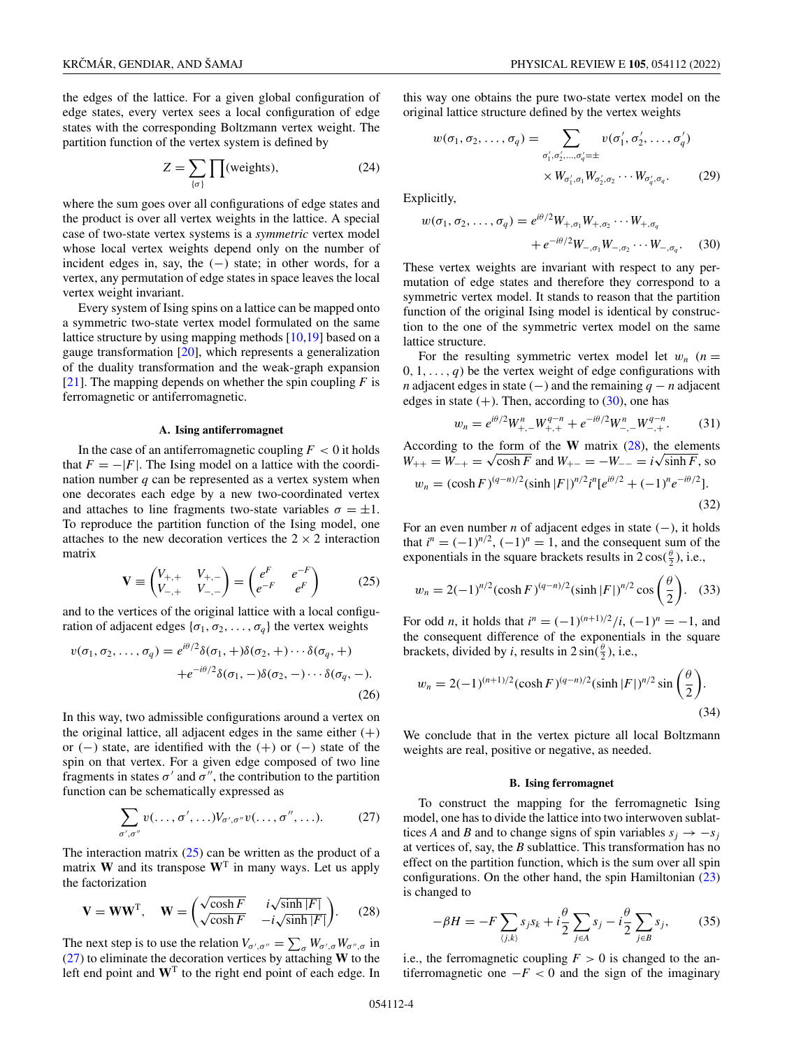the edges of the lattice. For a given global configuration of edge states, every vertex sees a local configuration of edge states with the corresponding Boltzmann vertex weight. The partition function of the vertex system is defined by

$$Z = \sum_{\{\sigma\}} \prod (\text{weights}), \tag{24}$$

where the sum goes over all configurations of edge states and the product is over all vertex weights in the lattice. A special case of two-state vertex systems is a *symmetric* vertex model whose local vertex weights depend only on the number of incident edges in, say, the $(-)$ state; in other words, for a vertex, any permutation of edge states in space leaves the local vertex weight invariant.

Every system of Ising spins on a lattice can be mapped onto a symmetric two-state vertex model formulated on the same lattice structure by using mapping methods [10,19] based on a gauge transformation [20], which represents a generalization of the duality transformation and the weak-graph expansion [21]. The mapping depends on whether the spin coupling $F$ is ferromagnetic or antiferromagnetic.

### A. Ising antiferromagnet

In the case of an antiferromagnetic coupling $F < 0$ it holds that $F = -|F|$. The Ising model on a lattice with the coordination number $q$ can be represented as a vertex system when one decorates each edge by a new two-coordinated vertex and attaches to line fragments two-state variables $\sigma = \pm 1$. To reproduce the partition function of the Ising model, one attaches to the new decoration vertices the $2 \times 2$ interaction matrix

$$\mathbf{V} \equiv \begin{pmatrix} V_{+,+} & V_{+,-} \\ V_{-,+} & V_{-,-} \end{pmatrix} = \begin{pmatrix} e^{F} & e^{-F} \\ e^{-F} & e^{F} \end{pmatrix} \tag{25}$$

and to the vertices of the original lattice with a local configuration of adjacent edges $\{\sigma_1, \sigma_2, \dots, \sigma_q\}$ the vertex weights

$$v(\sigma_1, \sigma_2, \dots, \sigma_q) = e^{i\theta/2}\delta(\sigma_1, +)\delta(\sigma_2, +)\cdots\delta(\sigma_q, +) + e^{-i\theta/2}\delta(\sigma_1, -)\delta(\sigma_2, -)\cdots\delta(\sigma_q, -). \tag{26}$$

In this way, two admissible configurations around a vertex on the original lattice, all adjacent edges in the same either $(+)$ or $(-)$ state, are identified with the $(+)$ or $(-)$ state of the spin on that vertex. For a given edge composed of two line fragments in states $\sigma'$ and $\sigma''$, the contribution to the partition function can be schematically expressed as

$$\sum_{\sigma', \sigma''} v(\dots, \sigma', \dots) V_{\sigma', \sigma''} v(\dots, \sigma'', \dots). \tag{27}$$

The interaction matrix (25) can be written as the product of a matrix $\mathbf{W}$ and its transpose $\mathbf{W}^{\mathrm{T}}$ in many ways. Let us apply the factorization

$$\mathbf{V} = \mathbf{W}\mathbf{W}^{\mathrm{T}}, \quad \mathbf{W} = \begin{pmatrix} \sqrt{\cosh F} & i\sqrt{\sinh |F|} \\ \sqrt{\cosh F} & -i\sqrt{\sinh |F|} \end{pmatrix}. \tag{28}$$

The next step is to use the relation $V_{\sigma', \sigma''} = \sum_{\sigma} W_{\sigma', \sigma} W_{\sigma'', \sigma}$ in (27) to eliminate the decoration vertices by attaching $\mathbf{W}$ to the left end point and $\mathbf{W}^{\mathrm{T}}$ to the right end point of each edge. In this way one obtains the pure two-state vertex model on the original lattice structure defined by the vertex weights

$$w(\sigma_1, \sigma_2, \dots, \sigma_q) = \sum_{\sigma'_1, \sigma'_2, \dots, \sigma'_q = \pm} v(\sigma'_1, \sigma'_2, \dots, \sigma'_q) \times W_{\sigma'_1, \sigma_1} W_{\sigma'_2, \sigma_2} \cdots W_{\sigma'_q, \sigma_q}. \tag{29}$$

Explicitly,

$$w(\sigma_1, \sigma_2, \dots, \sigma_q) = e^{i\theta/2} W_{+,\sigma_1} W_{+,\sigma_2} \cdots W_{+,\sigma_q} + e^{-i\theta/2} W_{-,\sigma_1} W_{-,\sigma_2} \cdots W_{-,\sigma_q}. \tag{30}$$

These vertex weights are invariant with respect to any permutation of edge states and therefore they correspond to a symmetric vertex model. It stands to reason that the partition function of the original Ising model is identical by construction to the one of the symmetric vertex model on the same lattice structure.

For the resulting symmetric vertex model let $w_n$ ($n = 0, 1, \dots, q$) be the vertex weight of edge configurations with $n$ adjacent edges in state $(-)$ and the remaining $q - n$ adjacent edges in state $(+)$. Then, according to (30), one has

$$w_n = e^{i\theta/2} W_{+,-}^{n} W_{+,+}^{q-n} + e^{-i\theta/2} W_{-,-}^{n} W_{-,+}^{q-n}. \tag{31}$$

According to the form of the $\mathbf{W}$ matrix (28), the elements $W_{++} = W_{-+} = \sqrt{\cosh F}$ and $W_{+-} = -W_{--} = i\sqrt{\sinh F}$, so

$$w_n = (\cosh F)^{(q-n)/2} (\sinh |F|)^{n/2} i^n [e^{i\theta/2} + (-1)^n e^{-i\theta/2}]. \tag{32}$$

For an even number $n$ of adjacent edges in state $(-)$, it holds that $i^n = (-1)^{n/2}$, $(-1)^n = 1$, and the consequent sum of the exponentials in the square brackets results in $2\cos(\frac{\theta}{2})$, i.e.,

$$w_n = 2(-1)^{n/2} (\cosh F)^{(q-n)/2} (\sinh |F|)^{n/2} \cos\left(\frac{\theta}{2}\right). \tag{33}$$

For odd $n$, it holds that $i^n = (-1)^{(n+1)/2}/i$, $(-1)^n = -1$, and the consequent difference of the exponentials in the square brackets, divided by $i$, results in $2\sin(\frac{\theta}{2})$, i.e.,

$$w_n = 2(-1)^{(n+1)/2} (\cosh F)^{(q-n)/2} (\sinh |F|)^{n/2} \sin\left(\frac{\theta}{2}\right). \tag{34}$$

We conclude that in the vertex picture all local Boltzmann weights are real, positive or negative, as needed.

### B. Ising ferromagnet

To construct the mapping for the ferromagnetic Ising model, one has to divide the lattice into two interwoven sublattices $A$ and $B$ and to change signs of spin variables $s_j \to -s_j$ at vertices of, say, the $B$ sublattice. This transformation has no effect on the partition function, which is the sum over all spin configurations. On the other hand, the spin Hamiltonian (23) is changed to

$$-\beta H = -F \sum_{\langle j,k \rangle} s_j s_k + i\frac{\theta}{2} \sum_{j \in A} s_j - i\frac{\theta}{2} \sum_{j \in B} s_j, \tag{35}$$

i.e., the ferromagnetic coupling $F > 0$ is changed to the antiferromagnetic one $-F < 0$ and the sign of the imaginary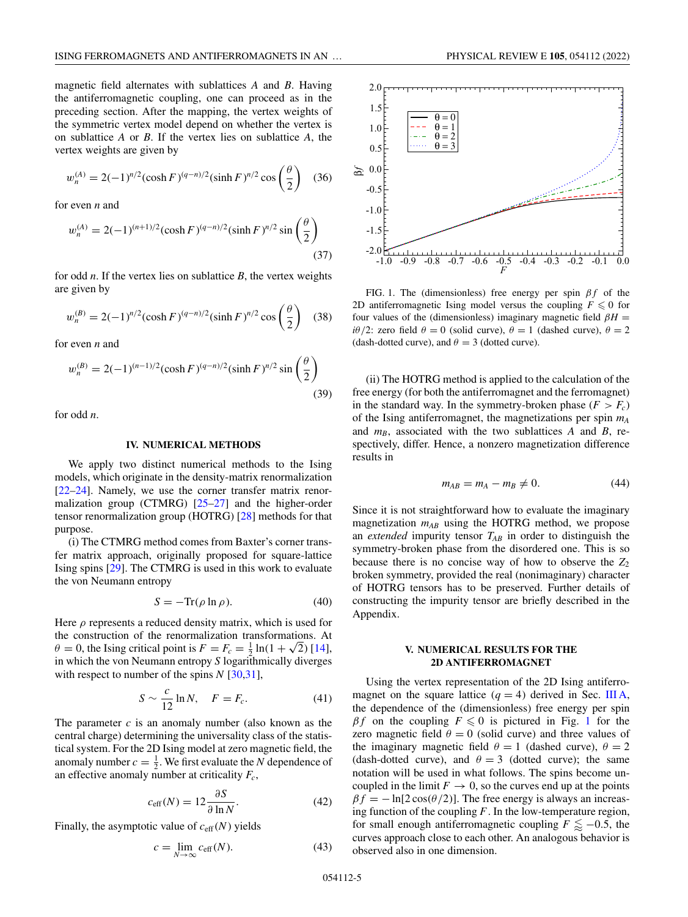magnetic field alternates with sublattices $A$ and $B$. Having the antiferromagnetic coupling, one can proceed as in the preceding section. After the mapping, the vertex weights of the symmetric vertex model depend on whether the vertex is on sublattice $A$ or $B$. If the vertex lies on sublattice $A$, the vertex weights are given by

$$w_n^{(A)} = 2(-1)^{n/2}(\cosh F)^{(q-n)/2}(\sinh F)^{n/2}\cos\left(\frac{\theta}{2}\right) \quad (36)$$

for even $n$ and

$$w_n^{(A)} = 2(-1)^{(n+1)/2}(\cosh F)^{(q-n)/2}(\sinh F)^{n/2}\sin\left(\frac{\theta}{2}\right) \quad (37)$$

for odd $n$. If the vertex lies on sublattice $B$, the vertex weights are given by

$$w_n^{(B)} = 2(-1)^{n/2}(\cosh F)^{(q-n)/2}(\sinh F)^{n/2}\cos\left(\frac{\theta}{2}\right) \quad (38)$$

for even $n$ and

$$w_n^{(B)} = 2(-1)^{(n-1)/2}(\cosh F)^{(q-n)/2}(\sinh F)^{n/2}\sin\left(\frac{\theta}{2}\right) \quad (39)$$

for odd $n$.

## IV. NUMERICAL METHODS

We apply two distinct numerical methods to the Ising models, which originate in the density-matrix renormalization [22–24]. Namely, we use the corner transfer matrix renormalization group (CTMRG) [25–27] and the higher-order tensor renormalization group (HOTRG) [28] methods for that purpose.

(i) The CTMRG method comes from Baxter's corner transfer matrix approach, originally proposed for square-lattice Ising spins [29]. The CTMRG is used in this work to evaluate the von Neumann entropy

$$S = -\mathrm{Tr}(\rho \ln \rho). \quad (40)$$

Here $\rho$ represents a reduced density matrix, which is used for the construction of the renormalization transformations. At $\theta = 0$, the Ising critical point is $F = F_c = \frac{1}{2}\ln(1+\sqrt{2})$ [14], in which the von Neumann entropy $S$ logarithmically diverges with respect to number of the spins $N$ [30,31],

$$S \sim \frac{c}{12}\ln N, \quad F = F_c. \quad (41)$$

The parameter $c$ is an anomaly number (also known as the central charge) determining the universality class of the statistical system. For the 2D Ising model at zero magnetic field, the anomaly number $c = \frac{1}{2}$. We first evaluate the $N$ dependence of an effective anomaly number at criticality $F_c$,

$$c_{\mathrm{eff}}(N) = 12\frac{\partial S}{\partial \ln N}. \quad (42)$$

Finally, the asymptotic value of $c_{\mathrm{eff}}(N)$ yields

$$c = \lim_{N\to\infty} c_{\mathrm{eff}}(N). \quad (43)$$

FIG. 1. The (dimensionless) free energy per spin $\beta f$ of the 2D antiferromagnetic Ising model versus the coupling $F \leqslant 0$ for four values of the (dimensionless) imaginary magnetic field $\beta H = i\theta/2$: zero field $\theta = 0$ (solid curve), $\theta = 1$ (dashed curve), $\theta = 2$ (dash-dotted curve), and $\theta = 3$ (dotted curve).

(ii) The HOTRG method is applied to the calculation of the free energy (for both the antiferromagnet and the ferromagnet) in the standard way. In the symmetry-broken phase ($F > F_c$) of the Ising antiferromagnet, the magnetizations per spin $m_A$ and $m_B$, associated with the two sublattices $A$ and $B$, respectively, differ. Hence, a nonzero magnetization difference results in

$$m_{AB} = m_A - m_B \neq 0. \quad (44)$$

Since it is not straightforward how to evaluate the imaginary magnetization $m_{AB}$ using the HOTRG method, we propose an *extended* impurity tensor $T_{AB}$ in order to distinguish the symmetry-broken phase from the disordered one. This is so because there is no concise way of how to observe the $Z_2$ broken symmetry, provided the real (nonimaginary) character of HOTRG tensors has to be preserved. Further details of constructing the impurity tensor are briefly described in the Appendix.

## V. NUMERICAL RESULTS FOR THE 2D ANTIFERROMAGNET

Using the vertex representation of the 2D Ising antiferromagnet on the square lattice ($q = 4$) derived in Sec. III A, the dependence of the (dimensionless) free energy per spin $\beta f$ on the coupling $F \leqslant 0$ is pictured in Fig. 1 for the zero magnetic field $\theta = 0$ (solid curve) and three values of the imaginary magnetic field $\theta = 1$ (dashed curve), $\theta = 2$ (dash-dotted curve), and $\theta = 3$ (dotted curve); the same notation will be used in what follows. The spins become uncoupled in the limit $F \to 0$, so the curves end up at the points $\beta f = -\ln[2\cos(\theta/2)]$. The free energy is always an increasing function of the coupling $F$. In the low-temperature region, for small enough antiferromagnetic coupling $F \lessapprox -0.5$, the curves approach close to each other. An analogous behavior is observed also in one dimension.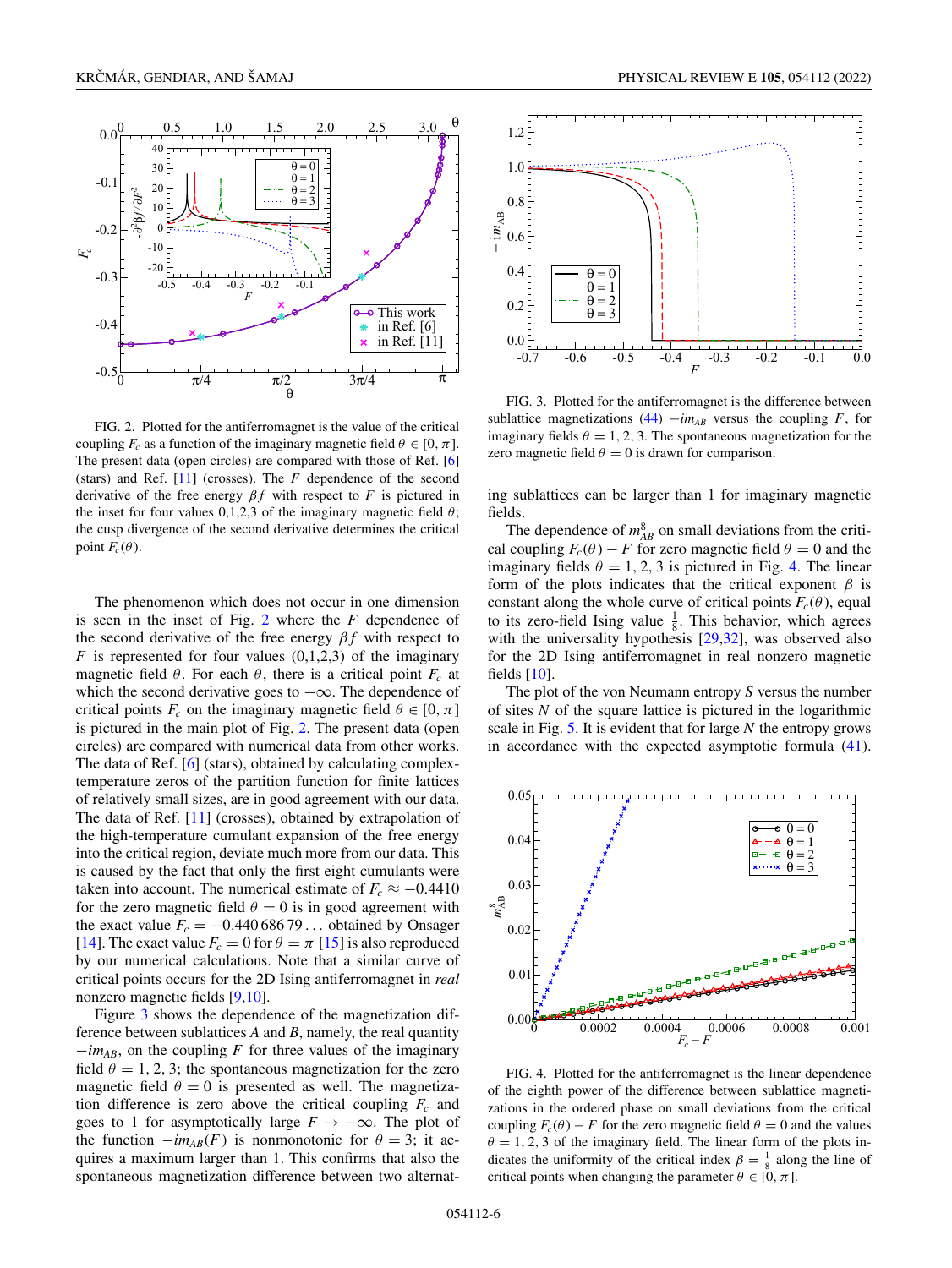FIG. 2. Plotted for the antiferromagnet is the value of the critical coupling $F_c$ as a function of the imaginary magnetic field $\theta \in [0, \pi]$. The present data (open circles) are compared with those of Ref. [6] (stars) and Ref. [11] (crosses). The $F$ dependence of the second derivative of the free energy $\beta f$ with respect to $F$ is pictured in the inset for four values 0,1,2,3 of the imaginary magnetic field $\theta$; the cusp divergence of the second derivative determines the critical point $F_c(\theta)$.

The phenomenon which does not occur in one dimension is seen in the inset of Fig. 2 where the $F$ dependence of the second derivative of the free energy $\beta f$ with respect to $F$ is represented for four values (0,1,2,3) of the imaginary magnetic field $\theta$. For each $\theta$, there is a critical point $F_c$ at which the second derivative goes to $-\infty$. The dependence of critical points $F_c$ on the imaginary magnetic field $\theta \in [0, \pi]$ is pictured in the main plot of Fig. 2. The present data (open circles) are compared with numerical data from other works. The data of Ref. [6] (stars), obtained by calculating complex-temperature zeros of the partition function for finite lattices of relatively small sizes, are in good agreement with our data. The data of Ref. [11] (crosses), obtained by extrapolation of the high-temperature cumulant expansion of the free energy into the critical region, deviate much more from our data. This is caused by the fact that only the first eight cumulants were taken into account. The numerical estimate of $F_c \approx -0.4410$ for the zero magnetic field $\theta = 0$ is in good agreement with the exact value $F_c = -0.44068679\ldots$ obtained by Onsager [14]. The exact value $F_c = 0$ for $\theta = \pi$ [15] is also reproduced by our numerical calculations. Note that a similar curve of critical points occurs for the 2D Ising antiferromagnet in *real* nonzero magnetic fields [9,10].

Figure 3 shows the dependence of the magnetization difference between sublattices $A$ and $B$, namely, the real quantity $-im_{AB}$, on the coupling $F$ for three values of the imaginary field $\theta = 1, 2, 3$; the spontaneous magnetization for the zero magnetic field $\theta = 0$ is presented as well. The magnetization difference is zero above the critical coupling $F_c$ and goes to 1 for asymptotically large $F \to -\infty$. The plot of the function $-im_{AB}(F)$ is nonmonotonic for $\theta = 3$; it acquires a maximum larger than 1. This confirms that also the spontaneous magnetization difference between two alternating sublattices can be larger than 1 for imaginary magnetic fields.

FIG. 3. Plotted for the antiferromagnet is the difference between sublattice magnetizations (44) $-im_{AB}$ versus the coupling $F$, for imaginary fields $\theta = 1, 2, 3$. The spontaneous magnetization for the zero magnetic field $\theta = 0$ is drawn for comparison.

The dependence of $m_{AB}^8$ on small deviations from the critical coupling $F_c(\theta) - F$ for zero magnetic field $\theta = 0$ and the imaginary fields $\theta = 1, 2, 3$ is pictured in Fig. 4. The linear form of the plots indicates that the critical exponent $\beta$ is constant along the whole curve of critical points $F_c(\theta)$, equal to its zero-field Ising value $\frac{1}{8}$. This behavior, which agrees with the universality hypothesis [29,32], was observed also for the 2D Ising antiferromagnet in real nonzero magnetic fields [10].

The plot of the von Neumann entropy $S$ versus the number of sites $N$ of the square lattice is pictured in the logarithmic scale in Fig. 5. It is evident that for large $N$ the entropy grows in accordance with the expected asymptotic formula (41).

FIG. 4. Plotted for the antiferromagnet is the linear dependence of the eighth power of the difference between sublattice magnetizations in the ordered phase on small deviations from the critical coupling $F_c(\theta) - F$ for the zero magnetic field $\theta = 0$ and the values $\theta = 1, 2, 3$ of the imaginary field. The linear form of the plots indicates the uniformity of the critical index $\beta = \frac{1}{8}$ along the line of critical points when changing the parameter $\theta \in [0, \pi]$.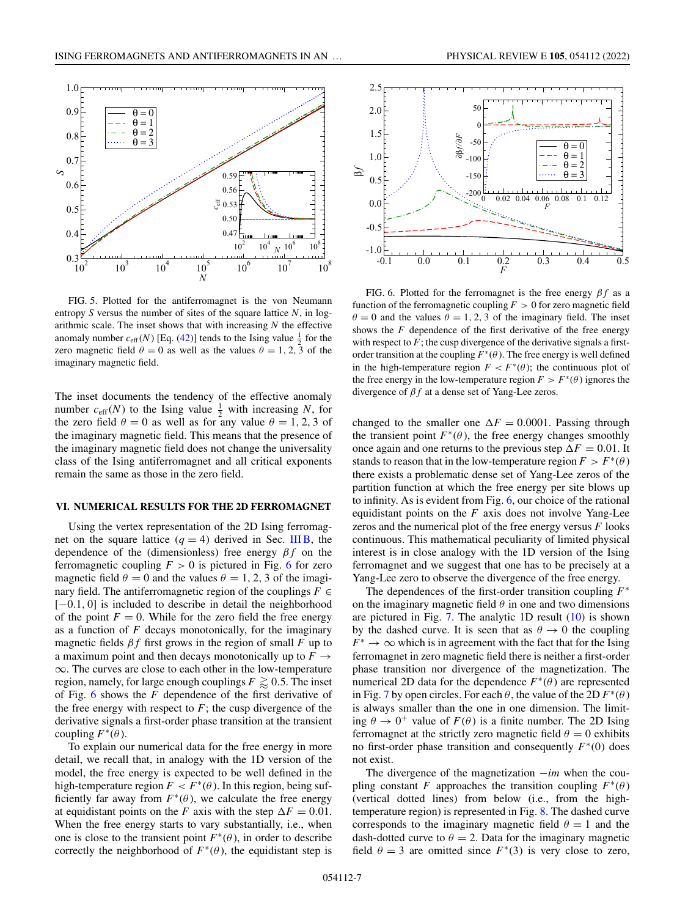FIG. 5. Plotted for the antiferromagnet is the von Neumann entropy $S$ versus the number of sites of the square lattice $N$, in logarithmic scale. The inset shows that with increasing $N$ the effective anomaly number $c_{\text{eff}}(N)$ [Eq. (42)] tends to the Ising value $\frac{1}{2}$ for the zero magnetic field $\theta = 0$ as well as the values $\theta = 1, 2, 3$ of the imaginary magnetic field.

The inset documents the tendency of the effective anomaly number $c_{\text{eff}}(N)$ to the Ising value $\frac{1}{2}$ with increasing $N$, for the zero field $\theta = 0$ as well as for any value $\theta = 1, 2, 3$ of the imaginary magnetic field. This means that the presence of the imaginary magnetic field does not change the universality class of the Ising antiferromagnet and all critical exponents remain the same as those in the zero field.

## VI. NUMERICAL RESULTS FOR THE 2D FERROMAGNET

Using the vertex representation of the 2D Ising ferromagnet on the square lattice ($q = 4$) derived in Sec. III B, the dependence of the (dimensionless) free energy $\beta f$ on the ferromagnetic coupling $F > 0$ is pictured in Fig. 6 for zero magnetic field $\theta = 0$ and the values $\theta = 1, 2, 3$ of the imaginary field. The antiferromagnetic region of the couplings $F \in [-0.1, 0]$ is included to describe in detail the neighborhood of the point $F = 0$. While for the zero field the free energy as a function of $F$ decays monotonically, for the imaginary magnetic fields $\beta f$ first grows in the region of small $F$ up to a maximum point and then decays monotonically up to $F \to \infty$. The curves are close to each other in the low-temperature region, namely, for large enough couplings $F \gtrapprox 0.5$. The inset of Fig. 6 shows the $F$ dependence of the first derivative of the free energy with respect to $F$; the cusp divergence of the derivative signals a first-order phase transition at the transient coupling $F^*(\theta)$.

To explain our numerical data for the free energy in more detail, we recall that, in analogy with the 1D version of the model, the free energy is expected to be well defined in the high-temperature region $F < F^*(\theta)$. In this region, being sufficiently far away from $F^*(\theta)$, we calculate the free energy at equidistant points on the $F$ axis with the step $\Delta F = 0.01$. When the free energy starts to vary substantially, i.e., when one is close to the transient point $F^*(\theta)$, in order to describe correctly the neighborhood of $F^*(\theta)$, the equidistant step is

FIG. 6. Plotted for the ferromagnet is the free energy $\beta f$ as a function of the ferromagnetic coupling $F > 0$ for zero magnetic field $\theta = 0$ and the values $\theta = 1, 2, 3$ of the imaginary field. The inset shows the $F$ dependence of the first derivative of the free energy with respect to $F$; the cusp divergence of the derivative signals a first-order transition at the coupling $F^*(\theta)$. The free energy is well defined in the high-temperature region $F < F^*(\theta)$; the continuous plot of the free energy in the low-temperature region $F > F^*(\theta)$ ignores the divergence of $\beta f$ at a dense set of Yang-Lee zeros.

changed to the smaller one $\Delta F = 0.0001$. Passing through the transient point $F^*(\theta)$, the free energy changes smoothly once again and one returns to the previous step $\Delta F = 0.01$. It stands to reason that in the low-temperature region $F > F^*(\theta)$ there exists a problematic dense set of Yang-Lee zeros of the partition function at which the free energy per site blows up to infinity. As is evident from Fig. 6, our choice of the rational equidistant points on the $F$ axis does not involve Yang-Lee zeros and the numerical plot of the free energy versus $F$ looks continuous. This mathematical peculiarity of limited physical interest is in close analogy with the 1D version of the Ising ferromagnet and we suggest that one has to be precisely at a Yang-Lee zero to observe the divergence of the free energy.

The dependences of the first-order transition coupling $F^*$ on the imaginary magnetic field $\theta$ in one and two dimensions are pictured in Fig. 7. The analytic 1D result (10) is shown by the dashed curve. It is seen that as $\theta \to 0$ the coupling $F^* \to \infty$ which is in agreement with the fact that for the Ising ferromagnet in zero magnetic field there is neither a first-order phase transition nor divergence of the magnetization. The numerical 2D data for the dependence $F^*(\theta)$ are represented in Fig. 7 by open circles. For each $\theta$, the value of the 2D $F^*(\theta)$ is always smaller than the one in one dimension. The limiting $\theta \to 0^+$ value of $F(\theta)$ is a finite number. The 2D Ising ferromagnet at the strictly zero magnetic field $\theta = 0$ exhibits no first-order phase transition and consequently $F^*(0)$ does not exist.

The divergence of the magnetization $-im$ when the coupling constant $F$ approaches the transition coupling $F^*(\theta)$ (vertical dotted lines) from below (i.e., from the high-temperature region) is represented in Fig. 8. The dashed curve corresponds to the imaginary magnetic field $\theta = 1$ and the dash-dotted curve to $\theta = 2$. Data for the imaginary magnetic field $\theta = 3$ are omitted since $F^*(3)$ is very close to zero,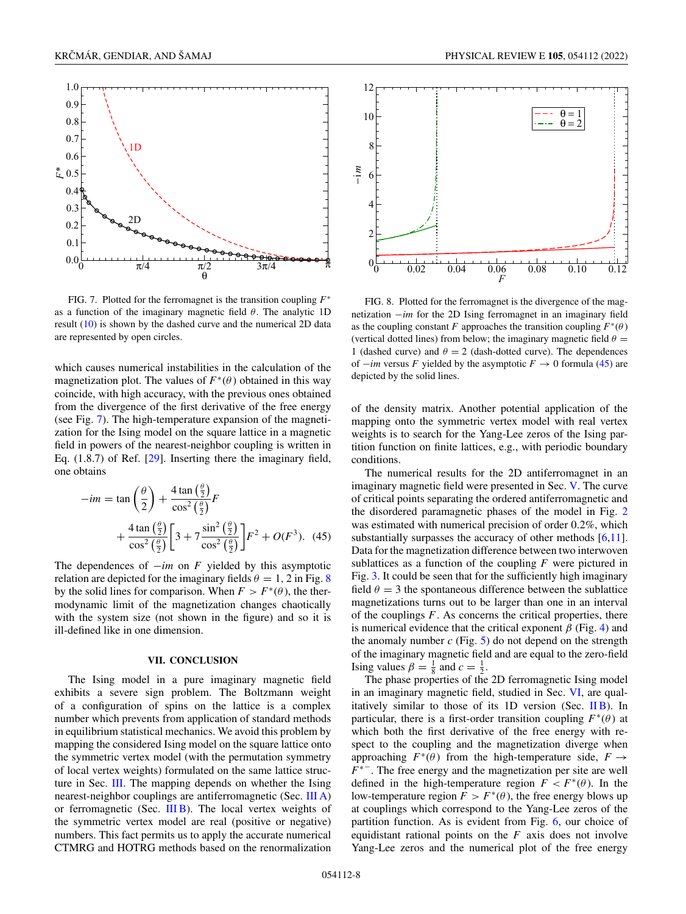FIG. 7. Plotted for the ferromagnet is the transition coupling $F^*$ as a function of the imaginary magnetic field $\theta$. The analytic 1D result (10) is shown by the dashed curve and the numerical 2D data are represented by open circles.

FIG. 8. Plotted for the ferromagnet is the divergence of the magnetization $-im$ for the 2D Ising ferromagnet in an imaginary field as the coupling constant $F$ approaches the transition coupling $F^*(\theta)$ (vertical dotted lines) from below; the imaginary magnetic field $\theta = 1$ (dashed curve) and $\theta = 2$ (dash-dotted curve). The dependences of $-im$ versus $F$ yielded by the asymptotic $F \to 0$ formula (45) are depicted by the solid lines.

which causes numerical instabilities in the calculation of the magnetization plot. The values of $F^*(\theta)$ obtained in this way coincide, with high accuracy, with the previous ones obtained from the divergence of the first derivative of the free energy (see Fig. 7). The high-temperature expansion of the magnetization for the Ising model on the square lattice in a magnetic field in powers of the nearest-neighbor coupling is written in Eq. (1.8.7) of Ref. [29]. Inserting there the imaginary field, one obtains

$$-im = \tan\left(\frac{\theta}{2}\right) + \frac{4\tan\left(\frac{\theta}{2}\right)}{\cos^2\left(\frac{\theta}{2}\right)}F + \frac{4\tan\left(\frac{\theta}{2}\right)}{\cos^2\left(\frac{\theta}{2}\right)}\left[3 + 7\frac{\sin^2\left(\frac{\theta}{2}\right)}{\cos^2\left(\frac{\theta}{2}\right)}\right]F^2 + O(F^3). \quad (45)$$

The dependences of $-im$ on $F$ yielded by this asymptotic relation are depicted for the imaginary fields $\theta = 1, 2$ in Fig. 8 by the solid lines for comparison. When $F > F^*(\theta)$, the thermodynamic limit of the magnetization changes chaotically with the system size (not shown in the figure) and so it is ill-defined like in one dimension.

## VII. CONCLUSION

The Ising model in a pure imaginary magnetic field exhibits a severe sign problem. The Boltzmann weight of a configuration of spins on the lattice is a complex number which prevents from application of standard methods in equilibrium statistical mechanics. We avoid this problem by mapping the considered Ising model on the square lattice onto the symmetric vertex model (with the permutation symmetry of local vertex weights) formulated on the same lattice structure in Sec. III. The mapping depends on whether the Ising nearest-neighbor couplings are antiferromagnetic (Sec. III A) or ferromagnetic (Sec. III B). The local vertex weights of the symmetric vertex model are real (positive or negative) numbers. This fact permits us to apply the accurate numerical CTMRG and HOTRG methods based on the renormalization of the density matrix. Another potential application of the mapping onto the symmetric vertex model with real vertex weights is to search for the Yang-Lee zeros of the Ising partition function on finite lattices, e.g., with periodic boundary conditions.

The numerical results for the 2D antiferromagnet in an imaginary magnetic field were presented in Sec. V. The curve of critical points separating the ordered antiferromagnetic and the disordered paramagnetic phases of the model in Fig. 2 was estimated with numerical precision of order 0.2%, which substantially surpasses the accuracy of other methods [6,11]. Data for the magnetization difference between two interwoven sublattices as a function of the coupling $F$ were pictured in Fig. 3. It could be seen that for the sufficiently high imaginary field $\theta = 3$ the spontaneous difference between the sublattice magnetizations turns out to be larger than one in an interval of the couplings $F$. As concerns the critical properties, there is numerical evidence that the critical exponent $\beta$ (Fig. 4) and the anomaly number $c$ (Fig. 5) do not depend on the strength of the imaginary magnetic field and are equal to the zero-field Ising values $\beta = \frac{1}{8}$ and $c = \frac{1}{2}$.

The phase properties of the 2D ferromagnetic Ising model in an imaginary magnetic field, studied in Sec. VI, are qualitatively similar to those of its 1D version (Sec. II B). In particular, there is a first-order transition coupling $F^*(\theta)$ at which both the first derivative of the free energy with respect to the coupling and the magnetization diverge when approaching $F^*(\theta)$ from the high-temperature side, $F \to F^{*-}$. The free energy and the magnetization per site are well defined in the high-temperature region $F < F^*(\theta)$. In the low-temperature region $F > F^*(\theta)$, the free energy blows up at couplings which correspond to the Yang-Lee zeros of the partition function. As is evident from Fig. 6, our choice of equidistant rational points on the $F$ axis does not involve Yang-Lee zeros and the numerical plot of the free energy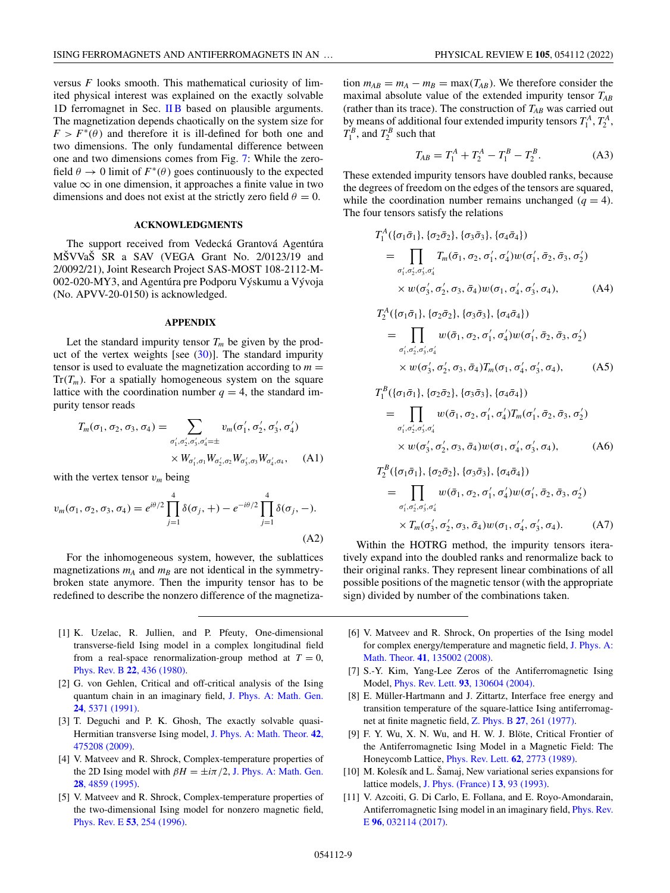versus $F$ looks smooth. This mathematical curiosity of limited physical interest was explained on the exactly solvable 1D ferromagnet in Sec. II B based on plausible arguments. The magnetization depends chaotically on the system size for $F > F^*(\theta)$ and therefore it is ill-defined for both one and two dimensions. The only fundamental difference between one and two dimensions comes from Fig. 7: While the zero-field $\theta \to 0$ limit of $F^*(\theta)$ goes continuously to the expected value $\infty$ in one dimension, it approaches a finite value in two dimensions and does not exist at the strictly zero field $\theta = 0$.

## ACKNOWLEDGMENTS

The support received from Vedecká Grantová Agentúra MŠVVaŠ SR a SAV (VEGA Grant No. 2/0123/19 and 2/0092/21), Joint Research Project SAS-MOST 108-2112-M-002-020-MY3, and Agentúra pre Podporu Výskumu a Vývoja (No. APVV-20-0150) is acknowledged.

## APPENDIX

Let the standard impurity tensor $T_m$ be given by the product of the vertex weights [see (30)]. The standard impurity tensor is used to evaluate the magnetization according to $m = \mathrm{Tr}(T_m)$. For a spatially homogeneous system on the square lattice with the coordination number $q = 4$, the standard impurity tensor reads

$$T_m(\sigma_1, \sigma_2, \sigma_3, \sigma_4) = \sum_{\sigma_1', \sigma_2', \sigma_3', \sigma_4' = \pm} v_m(\sigma_1', \sigma_2', \sigma_3', \sigma_4') \times W_{\sigma_1', \sigma_1} W_{\sigma_2', \sigma_2} W_{\sigma_3', \sigma_3} W_{\sigma_4', \sigma_4}, \tag{A1}$$

with the vertex tensor $v_m$ being

$$v_m(\sigma_1, \sigma_2, \sigma_3, \sigma_4) = e^{i\theta/2} \prod_{j=1}^{4} \delta(\sigma_j, +) - e^{-i\theta/2} \prod_{j=1}^{4} \delta(\sigma_j, -). \tag{A2}$$

For the inhomogeneous system, however, the sublattices magnetizations $m_A$ and $m_B$ are not identical in the symmetry-broken state anymore. Then the impurity tensor has to be redefined to describe the nonzero difference of the magnetization $m_{AB} = m_A - m_B = \max(T_{AB})$. We therefore consider the maximal absolute value of the extended impurity tensor $T_{AB}$ (rather than its trace). The construction of $T_{AB}$ was carried out by means of additional four extended impurity tensors $T_1^A$, $T_2^A$, $T_1^B$, and $T_2^B$ such that

$$T_{AB} = T_1^A + T_2^A - T_1^B - T_2^B. \tag{A3}$$

These extended impurity tensors have doubled ranks, because the degrees of freedom on the edges of the tensors are squared, while the coordination number remains unchanged ($q = 4$). The four tensors satisfy the relations

$$\begin{aligned} T_1^A(\{\sigma_1\bar{\sigma}_1\}, \{\sigma_2\bar{\sigma}_2\}, \{\sigma_3\bar{\sigma}_3\}, \{\sigma_4\bar{\sigma}_4\}) &= \prod_{\sigma_1', \sigma_2', \sigma_3', \sigma_4'} T_m(\bar{\sigma}_1, \sigma_2, \sigma_1', \sigma_4') w(\sigma_1', \bar{\sigma}_2, \bar{\sigma}_3, \sigma_2') \\ &\quad \times w(\sigma_3', \sigma_2', \sigma_3, \bar{\sigma}_4) w(\sigma_1, \sigma_4', \sigma_3', \sigma_4), \end{aligned} \tag{A4}$$

$$\begin{aligned} T_2^A(\{\sigma_1\bar{\sigma}_1\}, \{\sigma_2\bar{\sigma}_2\}, \{\sigma_3\bar{\sigma}_3\}, \{\sigma_4\bar{\sigma}_4\}) &= \prod_{\sigma_1', \sigma_2', \sigma_3', \sigma_4'} w(\bar{\sigma}_1, \sigma_2, \sigma_1', \sigma_4') w(\sigma_1', \bar{\sigma}_2, \bar{\sigma}_3, \sigma_2') \\ &\quad \times w(\sigma_3', \sigma_2', \sigma_3, \bar{\sigma}_4) T_m(\sigma_1, \sigma_4', \sigma_3', \sigma_4), \end{aligned} \tag{A5}$$

$$\begin{aligned} T_1^B(\{\sigma_1\bar{\sigma}_1\}, \{\sigma_2\bar{\sigma}_2\}, \{\sigma_3\bar{\sigma}_3\}, \{\sigma_4\bar{\sigma}_4\}) &= \prod_{\sigma_1', \sigma_2', \sigma_3', \sigma_4'} w(\bar{\sigma}_1, \sigma_2, \sigma_1', \sigma_4') T_m(\sigma_1', \bar{\sigma}_2, \bar{\sigma}_3, \sigma_2') \\ &\quad \times w(\sigma_3', \sigma_2', \sigma_3, \bar{\sigma}_4) w(\sigma_1, \sigma_4', \sigma_3', \sigma_4), \end{aligned} \tag{A6}$$

$$\begin{aligned} T_2^B(\{\sigma_1\bar{\sigma}_1\}, \{\sigma_2\bar{\sigma}_2\}, \{\sigma_3\bar{\sigma}_3\}, \{\sigma_4\bar{\sigma}_4\}) &= \prod_{\sigma_1', \sigma_2', \sigma_3', \sigma_4'} w(\bar{\sigma}_1, \sigma_2, \sigma_1', \sigma_4') w(\sigma_1', \bar{\sigma}_2, \bar{\sigma}_3, \sigma_2') \\ &\quad \times T_m(\sigma_3', \sigma_2', \sigma_3, \bar{\sigma}_4) w(\sigma_1, \sigma_4', \sigma_3', \sigma_4). \end{aligned} \tag{A7}$$

Within the HOTRG method, the impurity tensors iteratively expand into the doubled ranks and renormalize back to their original ranks. They represent linear combinations of all possible positions of the magnetic tensor (with the appropriate sign) divided by number of the combinations taken.

---

[1] K. Uzelac, R. Jullien, and P. Pfeuty, One-dimensional transverse-field Ising model in a complex longitudinal field from a real-space renormalization-group method at $T = 0$, Phys. Rev. B **22**, 436 (1980).

[2] G. von Gehlen, Critical and off-critical analysis of the Ising quantum chain in an imaginary field, J. Phys. A: Math. Gen. **24**, 5371 (1991).

[3] T. Deguchi and P. K. Ghosh, The exactly solvable quasi-Hermitian transverse Ising model, J. Phys. A: Math. Theor. **42**, 475208 (2009).

[4] V. Matveev and R. Shrock, Complex-temperature properties of the 2D Ising model with $\beta H = \pm i\pi/2$, J. Phys. A: Math. Gen. **28**, 4859 (1995).

[5] V. Matveev and R. Shrock, Complex-temperature properties of the two-dimensional Ising model for nonzero magnetic field, Phys. Rev. E **53**, 254 (1996).

[6] V. Matveev and R. Shrock, On properties of the Ising model for complex energy/temperature and magnetic field, J. Phys. A: Math. Theor. **41**, 135002 (2008).

[7] S.-Y. Kim, Yang-Lee Zeros of the Antiferromagnetic Ising Model, Phys. Rev. Lett. **93**, 130604 (2004).

[8] E. Müller-Hartmann and J. Zittartz, Interface free energy and transition temperature of the square-lattice Ising antiferromagnet at finite magnetic field, Z. Phys. B **27**, 261 (1977).

[9] F. Y. Wu, X. N. Wu, and H. W. J. Blöte, Critical Frontier of the Antiferromagnetic Ising Model in a Magnetic Field: The Honeycomb Lattice, Phys. Rev. Lett. **62**, 2773 (1989).

[10] M. Kolesík and L. Šamaj, New variational series expansions for lattice models, J. Phys. (France) I **3**, 93 (1993).

[11] V. Azcoiti, G. Di Carlo, E. Follana, and E. Royo-Amondarain, Antiferromagnetic Ising model in an imaginary field, Phys. Rev. E **96**, 032114 (2017).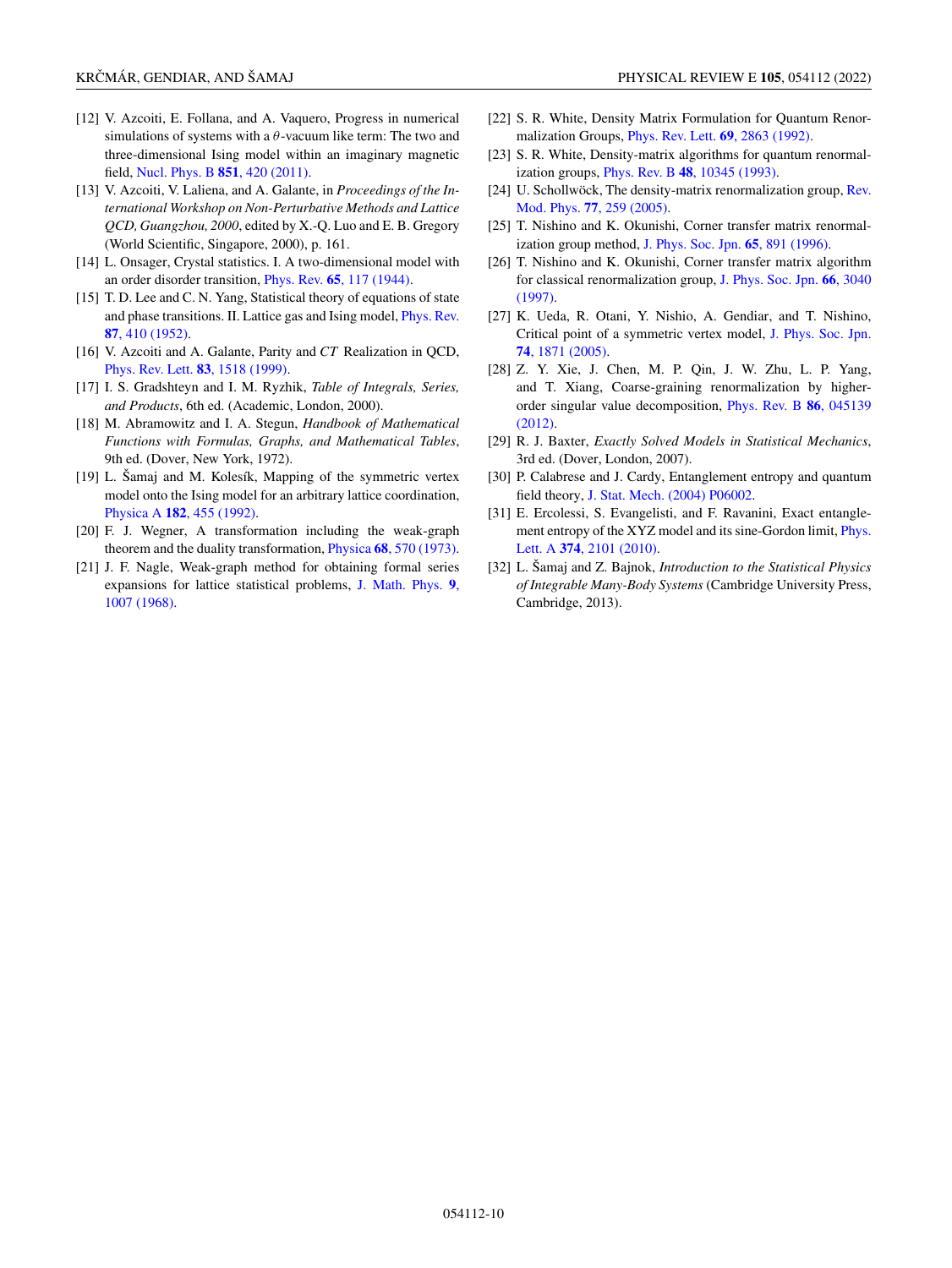[12] V. Azcoiti, E. Follana, and A. Vaquero, Progress in numerical simulations of systems with a $\theta$-vacuum like term: The two and three-dimensional Ising model within an imaginary magnetic field, Nucl. Phys. B **851**, 420 (2011).

[13] V. Azcoiti, V. Laliena, and A. Galante, in *Proceedings of the International Workshop on Non-Perturbative Methods and Lattice QCD, Guangzhou, 2000*, edited by X.-Q. Luo and E. B. Gregory (World Scientific, Singapore, 2000), p. 161.

[14] L. Onsager, Crystal statistics. I. A two-dimensional model with an order disorder transition, Phys. Rev. **65**, 117 (1944).

[15] T. D. Lee and C. N. Yang, Statistical theory of equations of state and phase transitions. II. Lattice gas and Ising model, Phys. Rev. **87**, 410 (1952).

[16] V. Azcoiti and A. Galante, Parity and *CT* Realization in QCD, Phys. Rev. Lett. **83**, 1518 (1999).

[17] I. S. Gradshteyn and I. M. Ryzhik, *Table of Integrals, Series, and Products*, 6th ed. (Academic, London, 2000).

[18] M. Abramowitz and I. A. Stegun, *Handbook of Mathematical Functions with Formulas, Graphs, and Mathematical Tables*, 9th ed. (Dover, New York, 1972).

[19] L. Šamaj and M. Kolesík, Mapping of the symmetric vertex model onto the Ising model for an arbitrary lattice coordination, Physica A **182**, 455 (1992).

[20] F. J. Wegner, A transformation including the weak-graph theorem and the duality transformation, Physica **68**, 570 (1973).

[21] J. F. Nagle, Weak-graph method for obtaining formal series expansions for lattice statistical problems, J. Math. Phys. **9**, 1007 (1968).

[22] S. R. White, Density Matrix Formulation for Quantum Renormalization Groups, Phys. Rev. Lett. **69**, 2863 (1992).

[23] S. R. White, Density-matrix algorithms for quantum renormalization groups, Phys. Rev. B **48**, 10345 (1993).

[24] U. Schollwöck, The density-matrix renormalization group, Rev. Mod. Phys. **77**, 259 (2005).

[25] T. Nishino and K. Okunishi, Corner transfer matrix renormalization group method, J. Phys. Soc. Jpn. **65**, 891 (1996).

[26] T. Nishino and K. Okunishi, Corner transfer matrix algorithm for classical renormalization group, J. Phys. Soc. Jpn. **66**, 3040 (1997).

[27] K. Ueda, R. Otani, Y. Nishio, A. Gendiar, and T. Nishino, Critical point of a symmetric vertex model, J. Phys. Soc. Jpn. **74**, 1871 (2005).

[28] Z. Y. Xie, J. Chen, M. P. Qin, J. W. Zhu, L. P. Yang, and T. Xiang, Coarse-graining renormalization by higher-order singular value decomposition, Phys. Rev. B **86**, 045139 (2012).

[29] R. J. Baxter, *Exactly Solved Models in Statistical Mechanics*, 3rd ed. (Dover, London, 2007).

[30] P. Calabrese and J. Cardy, Entanglement entropy and quantum field theory, J. Stat. Mech. (2004) P06002.

[31] E. Ercolessi, S. Evangelisti, and F. Ravanini, Exact entanglement entropy of the XYZ model and its sine-Gordon limit, Phys. Lett. A **374**, 2101 (2010).

[32] L. Šamaj and Z. Bajnok, *Introduction to the Statistical Physics of Integrable Many-Body Systems* (Cambridge University Press, Cambridge, 2013).